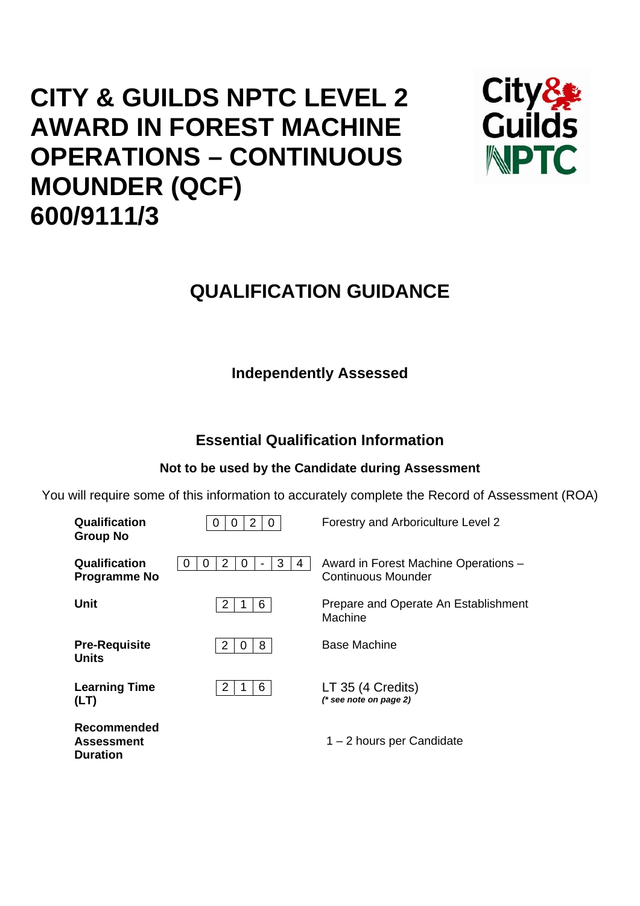# CITY & GUILDS NPTC LEVEL 2 AWARD IN FOREST MACHINE OPERATIONS – CONTINUOUS MOUNDER (QCF) 600/9111/3

## QUALIFICATION GUIDANCE

**Independently Assessed**

### Essential Qualification Information

**Not to be used by the Candidate during Assessment**

You will require some of this information to accurately complete the Record of Assessment (ROA)

| | | |
|---|---|---|
| **Qualification Group No** | 0 0 2 0 | Forestry and Arboriculture Level 2 |
| **Qualification Programme No** | 0 0 2 0 - 3 4 | Award in Forest Machine Operations – Continuous Mounder |
| **Unit** | 2 1 6 | Prepare and Operate An Establishment Machine |
| **Pre-Requisite Units** | 2 0 8 | Base Machine |
| **Learning Time (LT)** | 2 1 6 | LT 35 (4 Credits) ***(\* see note on page 2)*** |
| **Recommended Assessment Duration** | | 1 – 2 hours per Candidate |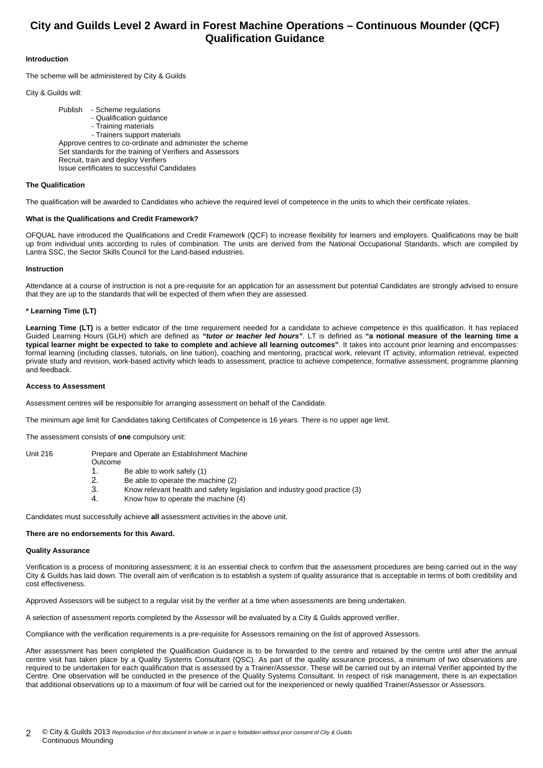# City and Guilds Level 2 Award in Forest Machine Operations – Continuous Mounder (QCF) Qualification Guidance

**Introduction**

The scheme will be administered by City & Guilds

City & Guilds will:

Publish
- Scheme regulations
- Qualification guidance
- Training materials
- Trainers support materials

Approve centres to co-ordinate and administer the scheme
Set standards for the training of Verifiers and Assessors
Recruit, train and deploy Verifiers
Issue certificates to successful Candidates

**The Qualification**

The qualification will be awarded to Candidates who achieve the required level of competence in the units to which their certificate relates.

**What is the Qualifications and Credit Framework?**

OFQUAL have introduced the Qualifications and Credit Framework (QCF) to increase flexibility for learners and employers. Qualifications may be built up from individual units according to rules of combination. The units are derived from the National Occupational Standards, which are compiled by Lantra SSC, the Sector Skills Council for the Land-based industries.

**Instruction**

Attendance at a course of instruction is not a pre-requisite for an application for an assessment but potential Candidates are strongly advised to ensure that they are up to the standards that will be expected of them when they are assessed.

**\* Learning Time (LT)**

**Learning Time (LT)** is a better indicator of the time requirement needed for a candidate to achieve competence in this qualification. It has replaced Guided Learning Hours (GLH) which are defined as ***"tutor or teacher led hours"***. LT is defined as **"a notional measure of the learning time a typical learner might be expected to take to complete and achieve all learning outcomes"**. It takes into account prior learning and encompasses: formal learning (including classes, tutorials, on line tuition), coaching and mentoring, practical work, relevant IT activity, information retrieval, expected private study and revision, work-based activity which leads to assessment, practice to achieve competence, formative assessment, programme planning and feedback.

**Access to Assessment**

Assessment centres will be responsible for arranging assessment on behalf of the Candidate.

The minimum age limit for Candidates taking Certificates of Competence is 16 years. There is no upper age limit.

The assessment consists of **one** compulsory unit:

Unit 216 — Prepare and Operate an Establishment Machine

Outcome
1. Be able to work safely (1)
2. Be able to operate the machine (2)
3. Know relevant health and safety legislation and industry good practice (3)
4. Know how to operate the machine (4)

Candidates must successfully achieve **all** assessment activities in the above unit.

**There are no endorsements for this Award.**

**Quality Assurance**

Verification is a process of monitoring assessment; it is an essential check to confirm that the assessment procedures are being carried out in the way City & Guilds has laid down. The overall aim of verification is to establish a system of quality assurance that is acceptable in terms of both credibility and cost effectiveness.

Approved Assessors will be subject to a regular visit by the verifier at a time when assessments are being undertaken.

A selection of assessment reports completed by the Assessor will be evaluated by a City & Guilds approved verifier.

Compliance with the verification requirements is a pre-requisite for Assessors remaining on the list of approved Assessors.

After assessment has been completed the Qualification Guidance is to be forwarded to the centre and retained by the centre until after the annual centre visit has taken place by a Quality Systems Consultant (QSC). As part of the quality assurance process, a minimum of two observations are required to be undertaken for each qualification that is assessed by a Trainer/Assessor. These will be carried out by an internal Verifier appointed by the Centre. One observation will be conducted in the presence of the Quality Systems Consultant. In respect of risk management, there is an expectation that additional observations up to a maximum of four will be carried out for the inexperienced or newly qualified Trainer/Assessor or Assessors.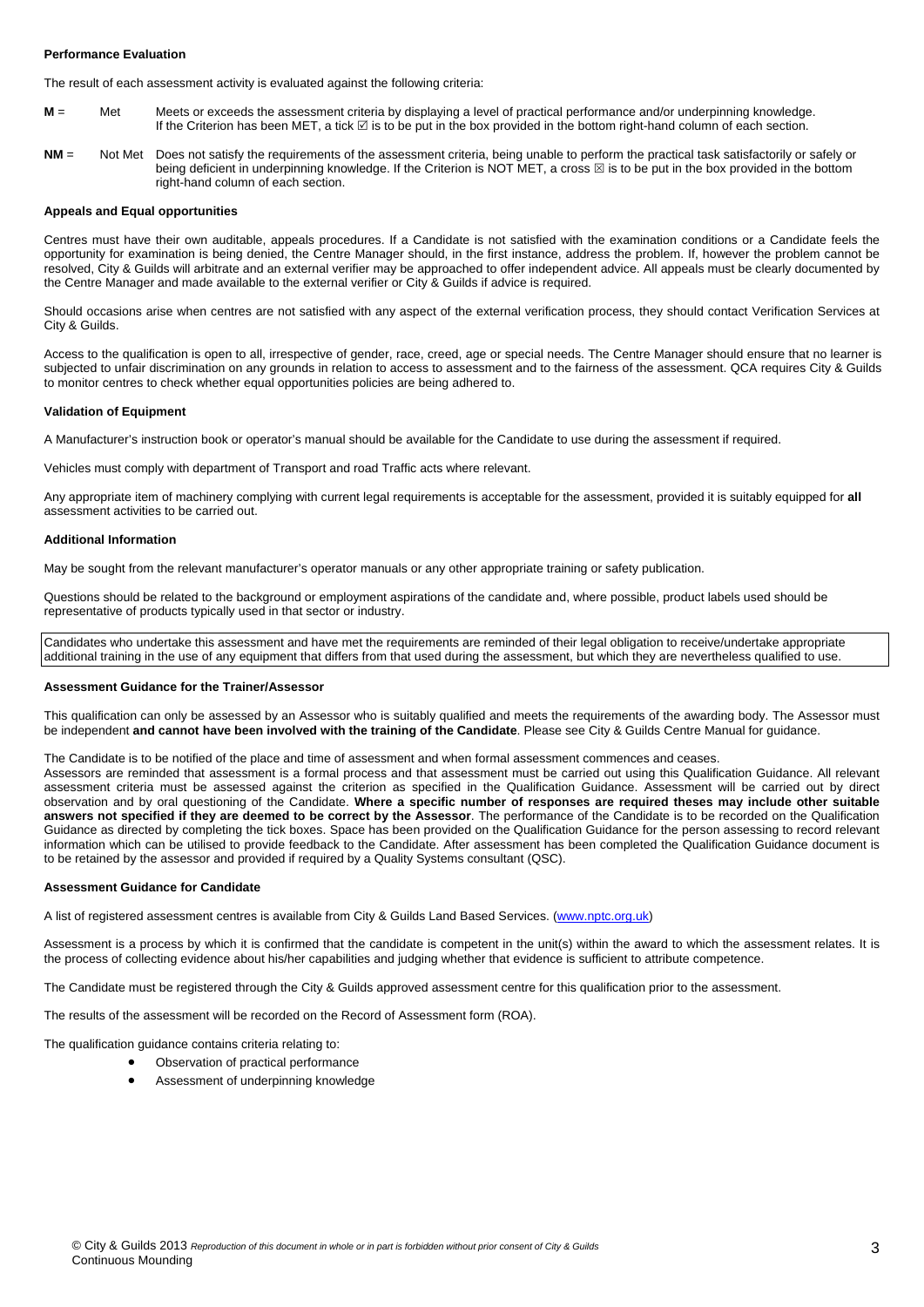**Performance Evaluation**

The result of each assessment activity is evaluated against the following criteria:

**M** = Met — Meets or exceeds the assessment criteria by displaying a level of practical performance and/or underpinning knowledge. If the Criterion has been MET, a tick ☑ is to be put in the box provided in the bottom right-hand column of each section.

**NM** = Not Met — Does not satisfy the requirements of the assessment criteria, being unable to perform the practical task satisfactorily or safely or being deficient in underpinning knowledge. If the Criterion is NOT MET, a cross ☒ is to be put in the box provided in the bottom right-hand column of each section.

**Appeals and Equal opportunities**

Centres must have their own auditable, appeals procedures. If a Candidate is not satisfied with the examination conditions or a Candidate feels the opportunity for examination is being denied, the Centre Manager should, in the first instance, address the problem. If, however the problem cannot be resolved, City & Guilds will arbitrate and an external verifier may be approached to offer independent advice. All appeals must be clearly documented by the Centre Manager and made available to the external verifier or City & Guilds if advice is required.

Should occasions arise when centres are not satisfied with any aspect of the external verification process, they should contact Verification Services at City & Guilds.

Access to the qualification is open to all, irrespective of gender, race, creed, age or special needs. The Centre Manager should ensure that no learner is subjected to unfair discrimination on any grounds in relation to access to assessment and to the fairness of the assessment. QCA requires City & Guilds to monitor centres to check whether equal opportunities policies are being adhered to.

**Validation of Equipment**

A Manufacturer's instruction book or operator's manual should be available for the Candidate to use during the assessment if required.

Vehicles must comply with department of Transport and road Traffic acts where relevant.

Any appropriate item of machinery complying with current legal requirements is acceptable for the assessment, provided it is suitably equipped for **all** assessment activities to be carried out.

**Additional Information**

May be sought from the relevant manufacturer's operator manuals or any other appropriate training or safety publication.

Questions should be related to the background or employment aspirations of the candidate and, where possible, product labels used should be representative of products typically used in that sector or industry.

Candidates who undertake this assessment and have met the requirements are reminded of their legal obligation to receive/undertake appropriate additional training in the use of any equipment that differs from that used during the assessment, but which they are nevertheless qualified to use.

**Assessment Guidance for the Trainer/Assessor**

This qualification can only be assessed by an Assessor who is suitably qualified and meets the requirements of the awarding body. The Assessor must be independent **and cannot have been involved with the training of the Candidate**. Please see City & Guilds Centre Manual for guidance.

The Candidate is to be notified of the place and time of assessment and when formal assessment commences and ceases.
Assessors are reminded that assessment is a formal process and that assessment must be carried out using this Qualification Guidance. All relevant assessment criteria must be assessed against the criterion as specified in the Qualification Guidance. Assessment will be carried out by direct observation and by oral questioning of the Candidate. **Where a specific number of responses are required theses may include other suitable answers not specified if they are deemed to be correct by the Assessor**. The performance of the Candidate is to be recorded on the Qualification Guidance as directed by completing the tick boxes. Space has been provided on the Qualification Guidance for the person assessing to record relevant information which can be utilised to provide feedback to the Candidate. After assessment has been completed the Qualification Guidance document is to be retained by the assessor and provided if required by a Quality Systems consultant (QSC).

**Assessment Guidance for Candidate**

A list of registered assessment centres is available from City & Guilds Land Based Services. (www.nptc.org.uk)

Assessment is a process by which it is confirmed that the candidate is competent in the unit(s) within the award to which the assessment relates. It is the process of collecting evidence about his/her capabilities and judging whether that evidence is sufficient to attribute competence.

The Candidate must be registered through the City & Guilds approved assessment centre for this qualification prior to the assessment.

The results of the assessment will be recorded on the Record of Assessment form (ROA).

The qualification guidance contains criteria relating to:

- Observation of practical performance
- Assessment of underpinning knowledge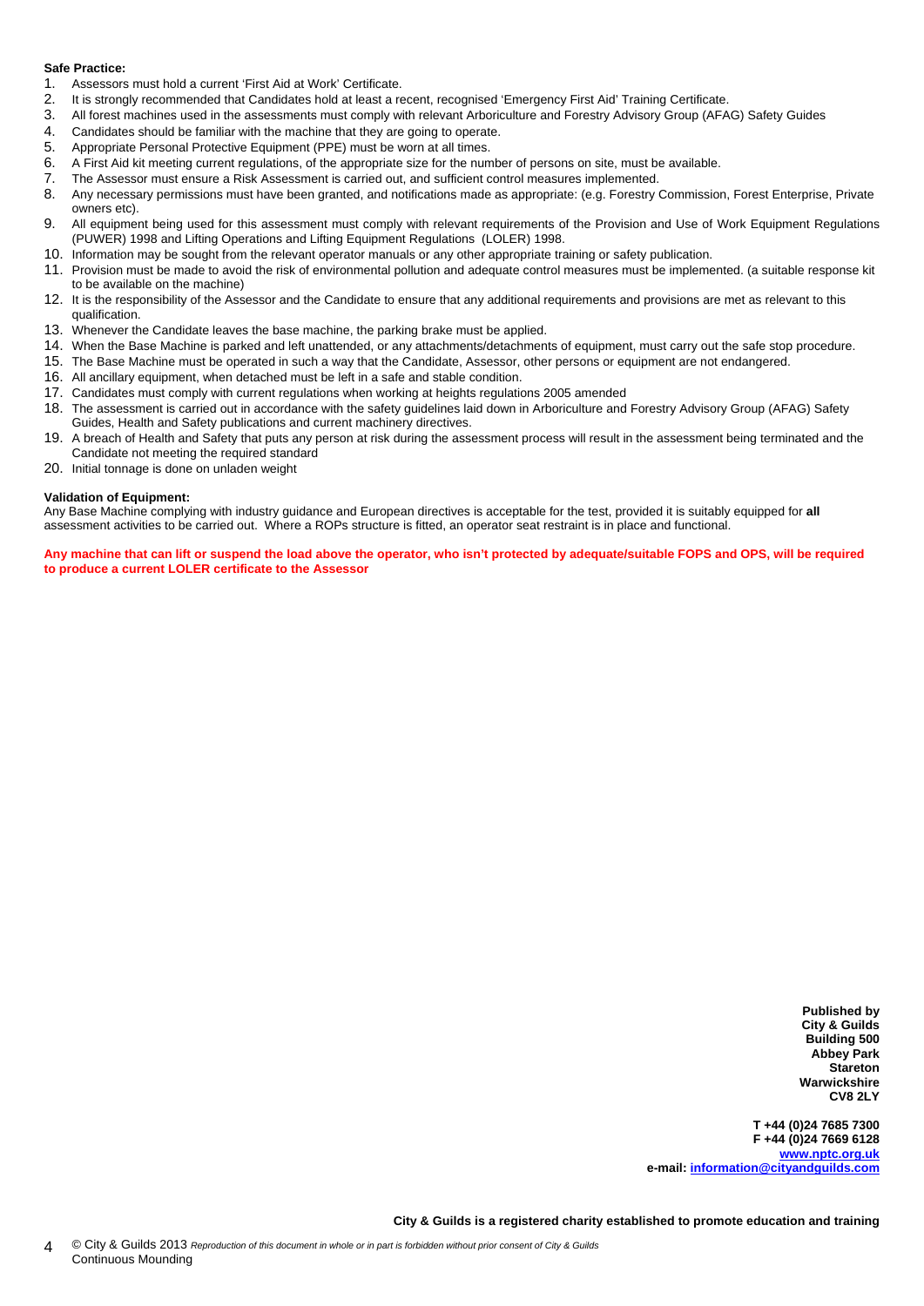**Safe Practice:**

1. Assessors must hold a current 'First Aid at Work' Certificate.
2. It is strongly recommended that Candidates hold at least a recent, recognised 'Emergency First Aid' Training Certificate.
3. All forest machines used in the assessments must comply with relevant Arboriculture and Forestry Advisory Group (AFAG) Safety Guides
4. Candidates should be familiar with the machine that they are going to operate.
5. Appropriate Personal Protective Equipment (PPE) must be worn at all times.
6. A First Aid kit meeting current regulations, of the appropriate size for the number of persons on site, must be available.
7. The Assessor must ensure a Risk Assessment is carried out, and sufficient control measures implemented.
8. Any necessary permissions must have been granted, and notifications made as appropriate: (e.g. Forestry Commission, Forest Enterprise, Private owners etc).
9. All equipment being used for this assessment must comply with relevant requirements of the Provision and Use of Work Equipment Regulations (PUWER) 1998 and Lifting Operations and Lifting Equipment Regulations (LOLER) 1998.
10. Information may be sought from the relevant operator manuals or any other appropriate training or safety publication.
11. Provision must be made to avoid the risk of environmental pollution and adequate control measures must be implemented. (a suitable response kit to be available on the machine)
12. It is the responsibility of the Assessor and the Candidate to ensure that any additional requirements and provisions are met as relevant to this qualification.
13. Whenever the Candidate leaves the base machine, the parking brake must be applied.
14. When the Base Machine is parked and left unattended, or any attachments/detachments of equipment, must carry out the safe stop procedure.
15. The Base Machine must be operated in such a way that the Candidate, Assessor, other persons or equipment are not endangered.
16. All ancillary equipment, when detached must be left in a safe and stable condition.
17. Candidates must comply with current regulations when working at heights regulations 2005 amended
18. The assessment is carried out in accordance with the safety guidelines laid down in Arboriculture and Forestry Advisory Group (AFAG) Safety Guides, Health and Safety publications and current machinery directives.
19. A breach of Health and Safety that puts any person at risk during the assessment process will result in the assessment being terminated and the Candidate not meeting the required standard
20. Initial tonnage is done on unladen weight

**Validation of Equipment:**

Any Base Machine complying with industry guidance and European directives is acceptable for the test, provided it is suitably equipped for **all** assessment activities to be carried out. Where a ROPs structure is fitted, an operator seat restraint is in place and functional.

**Any machine that can lift or suspend the load above the operator, who isn't protected by adequate/suitable FOPS and OPS, will be required to produce a current LOLER certificate to the Assessor**

**Published by**
**City & Guilds**
**Building 500**
**Abbey Park**
**Stareton**
**Warwickshire**
**CV8 2LY**

**T +44 (0)24 7685 7300**
**F +44 (0)24 7669 6128**
**www.nptc.org.uk**
**e-mail: information@cityandguilds.com**

**City & Guilds is a registered charity established to promote education and training**

© City & Guilds 2013 *Reproduction of this document in whole or in part is forbidden without prior consent of City & Guilds*
Continuous Mounding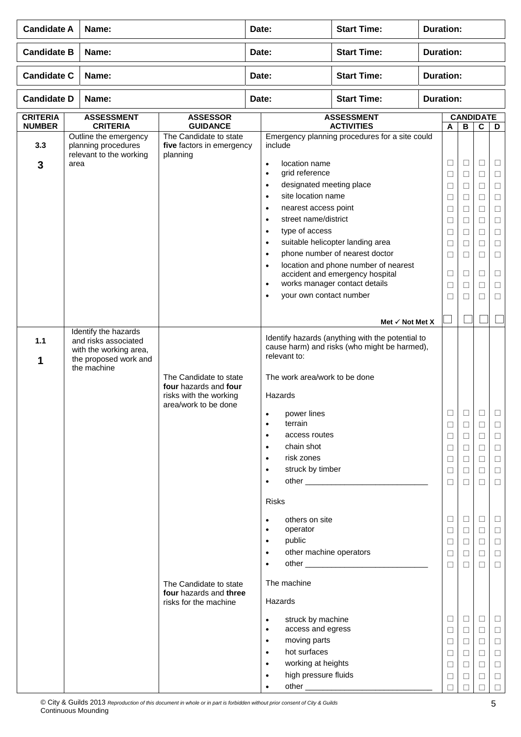| Candidate A | Name: | Date: | Start Time: | Duration: |
|---|---|---|---|---|
| **Candidate B** | **Name:** | **Date:** | **Start Time:** | **Duration:** |
| **Candidate C** | **Name:** | **Date:** | **Start Time:** | **Duration:** |
| **Candidate D** | **Name:** | **Date:** | **Start Time:** | **Duration:** |

| CRITERIA NUMBER | ASSESSMENT CRITERIA | ASSESSOR GUIDANCE | ASSESSMENT ACTIVITIES | CANDIDATE A | B | C | D |
|---|---|---|---|---|---|---|---|
| **3.3** **3** | Outline the emergency planning procedures relevant to the working area | The Candidate to state **five** factors in emergency planning | Emergency planning procedures for a site could include | | | | |
| | | | • location name | ☐ | ☐ | ☐ | ☐ |
| | | | • grid reference | ☐ | ☐ | ☐ | ☐ |
| | | | • designated meeting place | ☐ | ☐ | ☐ | ☐ |
| | | | • site location name | ☐ | ☐ | ☐ | ☐ |
| | | | • nearest access point | ☐ | ☐ | ☐ | ☐ |
| | | | • street name/district | ☐ | ☐ | ☐ | ☐ |
| | | | • type of access | ☐ | ☐ | ☐ | ☐ |
| | | | • suitable helicopter landing area | ☐ | ☐ | ☐ | ☐ |
| | | | • phone number of nearest doctor | ☐ | ☐ | ☐ | ☐ |
| | | | • location and phone number of nearest accident and emergency hospital | ☐ | ☐ | ☐ | ☐ |
| | | | • works manager contact details | ☐ | ☐ | ☐ | ☐ |
| | | | • your own contact number | ☐ | ☐ | ☐ | ☐ |
| | | | **Met ✓ Not Met X** | ☐ | ☐ | ☐ | ☐ |
| **1.1** **1** | Identify the hazards and risks associated with the working area, the proposed work and the machine | | Identify hazards (anything with the potential to cause harm) and risks (who might be harmed), relevant to: | | | | |
| | | The Candidate to state **four** hazards and **four** risks with the working area/work to be done | The work area/work to be done | | | | |
| | | | Hazards | | | | |
| | | | • power lines | ☐ | ☐ | ☐ | ☐ |
| | | | • terrain | ☐ | ☐ | ☐ | ☐ |
| | | | • access routes | ☐ | ☐ | ☐ | ☐ |
| | | | • chain shot | ☐ | ☐ | ☐ | ☐ |
| | | | • risk zones | ☐ | ☐ | ☐ | ☐ |
| | | | • struck by timber | ☐ | ☐ | ☐ | ☐ |
| | | | • other ____________________________ | ☐ | ☐ | ☐ | ☐ |
| | | | Risks | | | | |
| | | | • others on site | ☐ | ☐ | ☐ | ☐ |
| | | | • operator | ☐ | ☐ | ☐ | ☐ |
| | | | • public | ☐ | ☐ | ☐ | ☐ |
| | | | • other machine operators | ☐ | ☐ | ☐ | ☐ |
| | | | • other ____________________________ | ☐ | ☐ | ☐ | ☐ |
| | | The Candidate to state **four** hazards and **three** risks for the machine | The machine | | | | |
| | | | Hazards | | | | |
| | | | • struck by machine | ☐ | ☐ | ☐ | ☐ |
| | | | • access and egress | ☐ | ☐ | ☐ | ☐ |
| | | | • moving parts | ☐ | ☐ | ☐ | ☐ |
| | | | • hot surfaces | ☐ | ☐ | ☐ | ☐ |
| | | | • working at heights | ☐ | ☐ | ☐ | ☐ |
| | | | • high pressure fluids | ☐ | ☐ | ☐ | ☐ |
| | | | • other ______________________________ | ☐ | ☐ | ☐ | ☐ |

© City & Guilds 2013 *Reproduction of this document in whole or in part is forbidden without prior consent of City & Guilds*
Continuous Mounding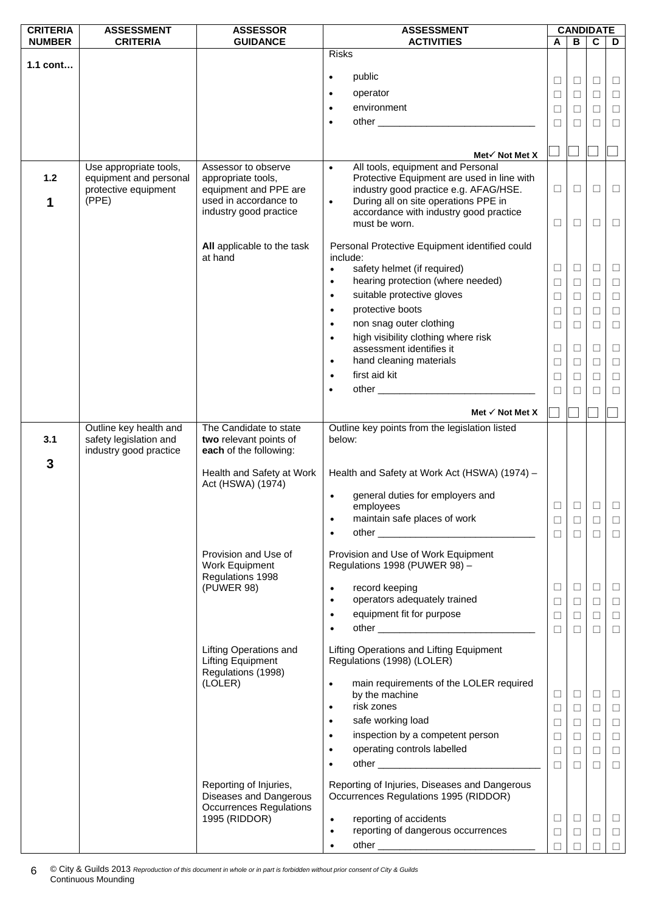| CRITERIA NUMBER | ASSESSMENT CRITERIA | ASSESSOR GUIDANCE | ASSESSMENT ACTIVITIES | CANDIDATE A | CANDIDATE B | CANDIDATE C | CANDIDATE D |
|---|---|---|---|---|---|---|---|
| 1.1 cont… | | | Risks | | | | |
| | | | • public | ☐ | ☐ | ☐ | ☐ |
| | | | • operator | ☐ | ☐ | ☐ | ☐ |
| | | | • environment | ☐ | ☐ | ☐ | ☐ |
| | | | • other ____________________________ | ☐ | ☐ | ☐ | ☐ |
| | | | **Met ✓ Not Met X** | ☐ | ☐ | ☐ | ☐ |
| 1.2<br><br>**1** | Use appropriate tools, equipment and personal protective equipment (PPE) | Assessor to observe appropriate tools, equipment and PPE are used in accordance to industry good practice | • All tools, equipment and Personal Protective Equipment are used in line with industry good practice e.g. AFAG/HSE. | ☐ | ☐ | ☐ | ☐ |
| | | | • During all on site operations PPE in accordance with industry good practice must be worn. | ☐ | ☐ | ☐ | ☐ |
| | | **All** applicable to the task at hand | Personal Protective Equipment identified could include: | | | | |
| | | | • safety helmet (if required) | ☐ | ☐ | ☐ | ☐ |
| | | | • hearing protection (where needed) | ☐ | ☐ | ☐ | ☐ |
| | | | • suitable protective gloves | ☐ | ☐ | ☐ | ☐ |
| | | | • protective boots | ☐ | ☐ | ☐ | ☐ |
| | | | • non snag outer clothing | ☐ | ☐ | ☐ | ☐ |
| | | | • high visibility clothing where risk assessment identifies it | ☐ | ☐ | ☐ | ☐ |
| | | | • hand cleaning materials | ☐ | ☐ | ☐ | ☐ |
| | | | • first aid kit | ☐ | ☐ | ☐ | ☐ |
| | | | • other ____________________________ | ☐ | ☐ | ☐ | ☐ |
| | | | **Met ✓ Not Met X** | ☐ | ☐ | ☐ | ☐ |
| 3.1<br><br>**3** | Outline key health and safety legislation and industry good practice | The Candidate to state **two** relevant points of **each** of the following: | Outline key points from the legislation listed below: | | | | |
| | | Health and Safety at Work Act (HSWA) (1974) | Health and Safety at Work Act (HSWA) (1974) – | | | | |
| | | | • general duties for employers and employees | ☐ | ☐ | ☐ | ☐ |
| | | | • maintain safe places of work | ☐ | ☐ | ☐ | ☐ |
| | | | • other ____________________________ | ☐ | ☐ | ☐ | ☐ |
| | | Provision and Use of Work Equipment Regulations 1998 (PUWER 98) | Provision and Use of Work Equipment Regulations 1998 (PUWER 98) – | | | | |
| | | | • record keeping | ☐ | ☐ | ☐ | ☐ |
| | | | • operators adequately trained | ☐ | ☐ | ☐ | ☐ |
| | | | • equipment fit for purpose | ☐ | ☐ | ☐ | ☐ |
| | | | • other ____________________________ | ☐ | ☐ | ☐ | ☐ |
| | | Lifting Operations and Lifting Equipment Regulations (1998) (LOLER) | Lifting Operations and Lifting Equipment Regulations (1998) (LOLER) | | | | |
| | | | • main requirements of the LOLER required by the machine | ☐ | ☐ | ☐ | ☐ |
| | | | • risk zones | ☐ | ☐ | ☐ | ☐ |
| | | | • safe working load | ☐ | ☐ | ☐ | ☐ |
| | | | • inspection by a competent person | ☐ | ☐ | ☐ | ☐ |
| | | | • operating controls labelled | ☐ | ☐ | ☐ | ☐ |
| | | | • other ____________________________ | ☐ | ☐ | ☐ | ☐ |
| | | Reporting of Injuries, Diseases and Dangerous Occurrences Regulations 1995 (RIDDOR) | Reporting of Injuries, Diseases and Dangerous Occurrences Regulations 1995 (RIDDOR) | | | | |
| | | | • reporting of accidents | ☐ | ☐ | ☐ | ☐ |
| | | | • reporting of dangerous occurrences | ☐ | ☐ | ☐ | ☐ |
| | | | • other ____________________________ | ☐ | ☐ | ☐ | ☐ |

© City & Guilds 2013 *Reproduction of this document in whole or in part is forbidden without prior consent of City & Guilds*
Continuous Mounding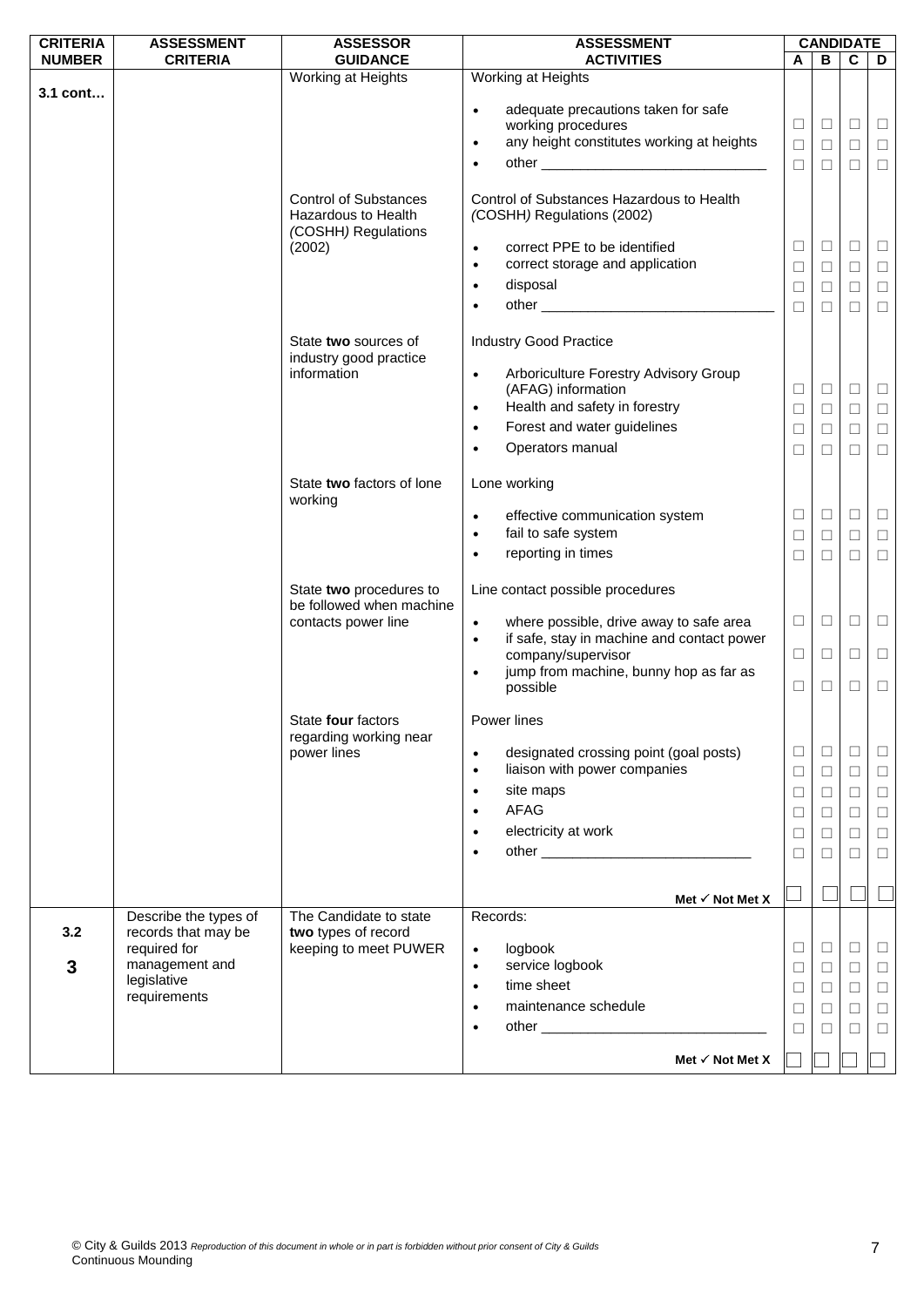| CRITERIA NUMBER | ASSESSMENT CRITERIA | ASSESSOR GUIDANCE | ASSESSMENT ACTIVITIES | CANDIDATE A | B | C | D |
|---|---|---|---|---|---|---|---|
| 3.1 cont… | | Working at Heights | Working at Heights | | | | |
| | | | • adequate precautions taken for safe working procedures | ☐ | ☐ | ☐ | ☐ |
| | | | • any height constitutes working at heights | ☐ | ☐ | ☐ | ☐ |
| | | | • other ___________________________ | ☐ | ☐ | ☐ | ☐ |
| | | Control of Substances Hazardous to Health (COSHH) Regulations (2002) | Control of Substances Hazardous to Health (COSHH) Regulations (2002) | | | | |
| | | | • correct PPE to be identified | ☐ | ☐ | ☐ | ☐ |
| | | | • correct storage and application | ☐ | ☐ | ☐ | ☐ |
| | | | • disposal | ☐ | ☐ | ☐ | ☐ |
| | | | • other ___________________________ | ☐ | ☐ | ☐ | ☐ |
| | | State **two** sources of industry good practice information | Industry Good Practice | | | | |
| | | | • Arboriculture Forestry Advisory Group (AFAG) information | ☐ | ☐ | ☐ | ☐ |
| | | | • Health and safety in forestry | ☐ | ☐ | ☐ | ☐ |
| | | | • Forest and water guidelines | ☐ | ☐ | ☐ | ☐ |
| | | | • Operators manual | ☐ | ☐ | ☐ | ☐ |
| | | State **two** factors of lone working | Lone working | | | | |
| | | | • effective communication system | ☐ | ☐ | ☐ | ☐ |
| | | | • fail to safe system | ☐ | ☐ | ☐ | ☐ |
| | | | • reporting in times | ☐ | ☐ | ☐ | ☐ |
| | | State **two** procedures to be followed when machine contacts power line | Line contact possible procedures | | | | |
| | | | • where possible, drive away to safe area | ☐ | ☐ | ☐ | ☐ |
| | | | • if safe, stay in machine and contact power company/supervisor | ☐ | ☐ | ☐ | ☐ |
| | | | • jump from machine, bunny hop as far as possible | ☐ | ☐ | ☐ | ☐ |
| | | State **four** factors regarding working near power lines | Power lines | | | | |
| | | | • designated crossing point (goal posts) | ☐ | ☐ | ☐ | ☐ |
| | | | • liaison with power companies | ☐ | ☐ | ☐ | ☐ |
| | | | • site maps | ☐ | ☐ | ☐ | ☐ |
| | | | • AFAG | ☐ | ☐ | ☐ | ☐ |
| | | | • electricity at work | ☐ | ☐ | ☐ | ☐ |
| | | | • other ___________________________ | ☐ | ☐ | ☐ | ☐ |
| | | | **Met ✓ Not Met X** | ☐ | ☐ | ☐ | ☐ |
| 3.2<br>**3** | Describe the types of records that may be required for management and legislative requirements | The Candidate to state **two** types of record keeping to meet PUWER | Records: | | | | |
| | | | • logbook | ☐ | ☐ | ☐ | ☐ |
| | | | • service logbook | ☐ | ☐ | ☐ | ☐ |
| | | | • time sheet | ☐ | ☐ | ☐ | ☐ |
| | | | • maintenance schedule | ☐ | ☐ | ☐ | ☐ |
| | | | • other ___________________________ | ☐ | ☐ | ☐ | ☐ |
| | | | **Met ✓ Not Met X** | ☐ | ☐ | ☐ | ☐ |

© City & Guilds 2013 *Reproduction of this document in whole or in part is forbidden without prior consent of City & Guilds*
Continuous Mounding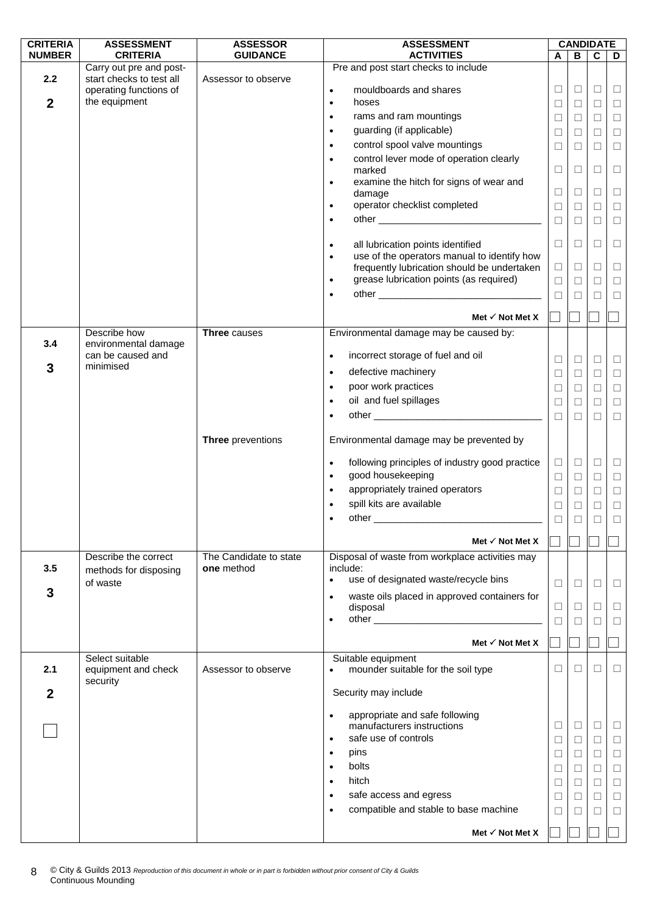| CRITERIA NUMBER | ASSESSMENT CRITERIA | ASSESSOR GUIDANCE | ASSESSMENT ACTIVITIES | CANDIDATE A | CANDIDATE B | CANDIDATE C | CANDIDATE D |
|---|---|---|---|---|---|---|---|
| **2.2** | Carry out pre and post-start checks to test all operating functions of the equipment | Assessor to observe | Pre and post start checks to include | | | | |
| **2** | | | • mouldboards and shares | ☐ | ☐ | ☐ | ☐ |
| | | | • hoses | ☐ | ☐ | ☐ | ☐ |
| | | | • rams and ram mountings | ☐ | ☐ | ☐ | ☐ |
| | | | • guarding (if applicable) | ☐ | ☐ | ☐ | ☐ |
| | | | • control spool valve mountings | ☐ | ☐ | ☐ | ☐ |
| | | | • control lever mode of operation clearly marked | ☐ | ☐ | ☐ | ☐ |
| | | | • examine the hitch for signs of wear and damage | ☐ | ☐ | ☐ | ☐ |
| | | | • operator checklist completed | ☐ | ☐ | ☐ | ☐ |
| | | | • other ______________________________ | ☐ | ☐ | ☐ | ☐ |
| | | | • all lubrication points identified | ☐ | ☐ | ☐ | ☐ |
| | | | • use of the operators manual to identify how frequently lubrication should be undertaken | ☐ | ☐ | ☐ | ☐ |
| | | | • grease lubrication points (as required) | ☐ | ☐ | ☐ | ☐ |
| | | | • other ______________________________ | ☐ | ☐ | ☐ | ☐ |
| | | | **Met ✓ Not Met X** | ☐ | ☐ | ☐ | ☐ |
| **3.4** | Describe how environmental damage can be caused and minimised | **Three** causes | Environmental damage may be caused by: | | | | |
| **3** | | | • incorrect storage of fuel and oil | ☐ | ☐ | ☐ | ☐ |
| | | | • defective machinery | ☐ | ☐ | ☐ | ☐ |
| | | | • poor work practices | ☐ | ☐ | ☐ | ☐ |
| | | | • oil and fuel spillages | ☐ | ☐ | ☐ | ☐ |
| | | | • other ______________________________ | ☐ | ☐ | ☐ | ☐ |
| | | **Three** preventions | Environmental damage may be prevented by | | | | |
| | | | • following principles of industry good practice | ☐ | ☐ | ☐ | ☐ |
| | | | • good housekeeping | ☐ | ☐ | ☐ | ☐ |
| | | | • appropriately trained operators | ☐ | ☐ | ☐ | ☐ |
| | | | • spill kits are available | ☐ | ☐ | ☐ | ☐ |
| | | | • other ______________________________ | ☐ | ☐ | ☐ | ☐ |
| | | | **Met ✓ Not Met X** | ☐ | ☐ | ☐ | ☐ |
| **3.5** | Describe the correct methods for disposing of waste | The Candidate to state **one** method | Disposal of waste from workplace activities may include: | | | | |
| **3** | | | • use of designated waste/recycle bins | ☐ | ☐ | ☐ | ☐ |
| | | | • waste oils placed in approved containers for disposal | ☐ | ☐ | ☐ | ☐ |
| | | | • other ______________________________ | ☐ | ☐ | ☐ | ☐ |
| | | | **Met ✓ Not Met X** | ☐ | ☐ | ☐ | ☐ |
| **2.1** | Select suitable equipment and check security | Assessor to observe | Suitable equipment | | | | |
| **2** | | | • mounder suitable for the soil type | ☐ | ☐ | ☐ | ☐ |
| ☐ | | | Security may include | | | | |
| | | | • appropriate and safe following manufacturers instructions | ☐ | ☐ | ☐ | ☐ |
| | | | • safe use of controls | ☐ | ☐ | ☐ | ☐ |
| | | | • pins | ☐ | ☐ | ☐ | ☐ |
| | | | • bolts | ☐ | ☐ | ☐ | ☐ |
| | | | • hitch | ☐ | ☐ | ☐ | ☐ |
| | | | • safe access and egress | ☐ | ☐ | ☐ | ☐ |
| | | | • compatible and stable to base machine | ☐ | ☐ | ☐ | ☐ |
| | | | **Met ✓ Not Met X** | ☐ | ☐ | ☐ | ☐ |

© City & Guilds 2013 *Reproduction of this document in whole or in part is forbidden without prior consent of City & Guilds*
Continuous Mounding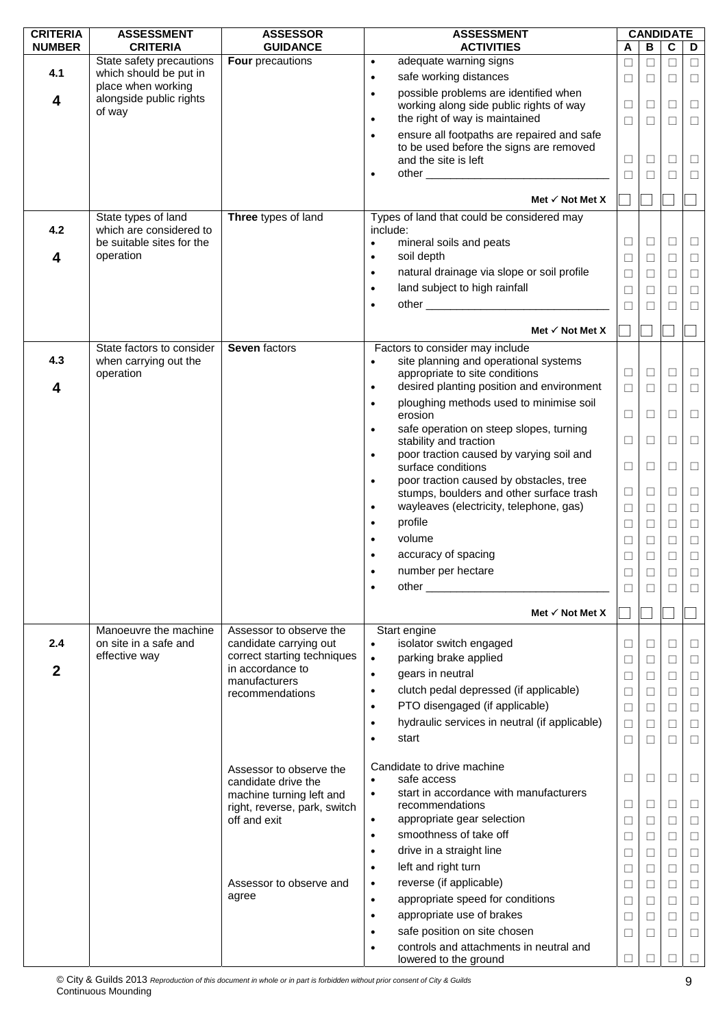| CRITERIA NUMBER | ASSESSMENT CRITERIA | ASSESSOR GUIDANCE | ASSESSMENT ACTIVITIES | CANDIDATE A | B | C | D |
|---|---|---|---|---|---|---|---|
| **4.1** **4** | State safety precautions which should be put in place when working alongside public rights of way | **Four** precautions | • adequate warning signs | ☐ | ☐ | ☐ | ☐ |
| | | | • safe working distances | ☐ | ☐ | ☐ | ☐ |
| | | | • possible problems are identified when working along side public rights of way | ☐ | ☐ | ☐ | ☐ |
| | | | • the right of way is maintained | ☐ | ☐ | ☐ | ☐ |
| | | | • ensure all footpaths are repaired and safe to be used before the signs are removed and the site is left | ☐ | ☐ | ☐ | ☐ |
| | | | • other ______________________________ | ☐ | ☐ | ☐ | ☐ |
| | | | **Met ✓ Not Met X** | ☐ | ☐ | ☐ | ☐ |
| **4.2** **4** | State types of land which are considered to be suitable sites for the operation | **Three** types of land | Types of land that could be considered may include: | | | | |
| | | | • mineral soils and peats | ☐ | ☐ | ☐ | ☐ |
| | | | • soil depth | ☐ | ☐ | ☐ | ☐ |
| | | | • natural drainage via slope or soil profile | ☐ | ☐ | ☐ | ☐ |
| | | | • land subject to high rainfall | ☐ | ☐ | ☐ | ☐ |
| | | | • other ______________________________ | ☐ | ☐ | ☐ | ☐ |
| | | | **Met ✓ Not Met X** | ☐ | ☐ | ☐ | ☐ |
| **4.3** **4** | State factors to consider when carrying out the operation | **Seven** factors | Factors to consider may include | | | | |
| | | | • site planning and operational systems appropriate to site conditions | ☐ | ☐ | ☐ | ☐ |
| | | | • desired planting position and environment | ☐ | ☐ | ☐ | ☐ |
| | | | • ploughing methods used to minimise soil erosion | ☐ | ☐ | ☐ | ☐ |
| | | | • safe operation on steep slopes, turning stability and traction | ☐ | ☐ | ☐ | ☐ |
| | | | • poor traction caused by varying soil and surface conditions | ☐ | ☐ | ☐ | ☐ |
| | | | • poor traction caused by obstacles, tree stumps, boulders and other surface trash | ☐ | ☐ | ☐ | ☐ |
| | | | • wayleaves (electricity, telephone, gas) | ☐ | ☐ | ☐ | ☐ |
| | | | • profile | ☐ | ☐ | ☐ | ☐ |
| | | | • volume | ☐ | ☐ | ☐ | ☐ |
| | | | • accuracy of spacing | ☐ | ☐ | ☐ | ☐ |
| | | | • number per hectare | ☐ | ☐ | ☐ | ☐ |
| | | | • other ______________________________ | ☐ | ☐ | ☐ | ☐ |
| | | | **Met ✓ Not Met X** | ☐ | ☐ | ☐ | ☐ |
| **2.4** **2** | Manoeuvre the machine on site in a safe and effective way | Assessor to observe the candidate carrying out correct starting techniques in accordance to manufacturers recommendations | Start engine | | | | |
| | | | • isolator switch engaged | ☐ | ☐ | ☐ | ☐ |
| | | | • parking brake applied | ☐ | ☐ | ☐ | ☐ |
| | | | • gears in neutral | ☐ | ☐ | ☐ | ☐ |
| | | | • clutch pedal depressed (if applicable) | ☐ | ☐ | ☐ | ☐ |
| | | | • PTO disengaged (if applicable) | ☐ | ☐ | ☐ | ☐ |
| | | | • hydraulic services in neutral (if applicable) | ☐ | ☐ | ☐ | ☐ |
| | | | • start | ☐ | ☐ | ☐ | ☐ |
| | | Assessor to observe the candidate drive the machine turning left and right, reverse, park, switch off and exit | Candidate to drive machine | | | | |
| | | | • safe access | ☐ | ☐ | ☐ | ☐ |
| | | | • start in accordance with manufacturers recommendations | ☐ | ☐ | ☐ | ☐ |
| | | | • appropriate gear selection | ☐ | ☐ | ☐ | ☐ |
| | | | • smoothness of take off | ☐ | ☐ | ☐ | ☐ |
| | | | • drive in a straight line | ☐ | ☐ | ☐ | ☐ |
| | | | • left and right turn | ☐ | ☐ | ☐ | ☐ |
| | | Assessor to observe and agree | • reverse (if applicable) | ☐ | ☐ | ☐ | ☐ |
| | | | • appropriate speed for conditions | ☐ | ☐ | ☐ | ☐ |
| | | | • appropriate use of brakes | ☐ | ☐ | ☐ | ☐ |
| | | | • safe position on site chosen | ☐ | ☐ | ☐ | ☐ |
| | | | • controls and attachments in neutral and lowered to the ground | ☐ | ☐ | ☐ | ☐ |

© City & Guilds 2013 *Reproduction of this document in whole or in part is forbidden without prior consent of City & Guilds*
Continuous Mounding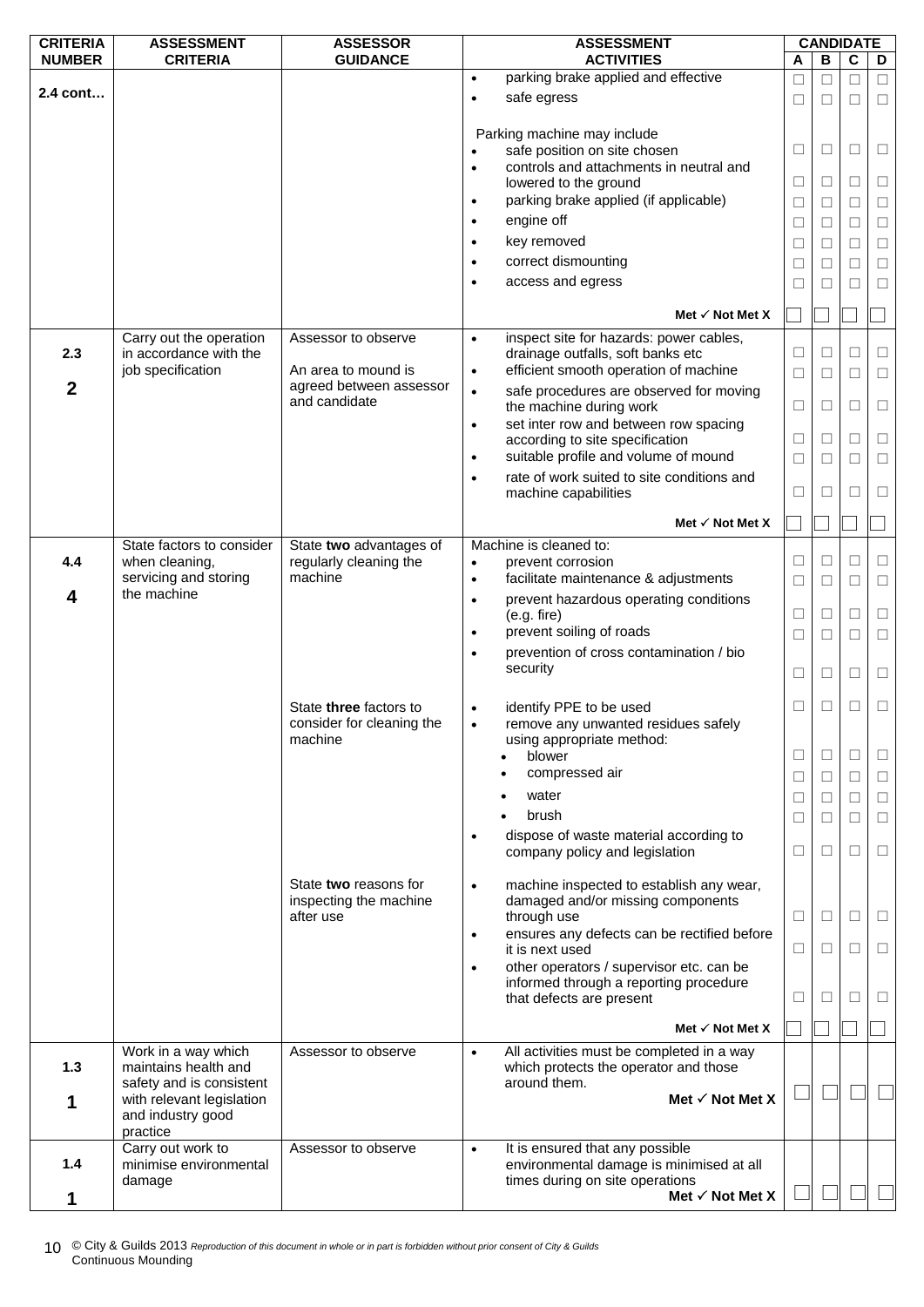| CRITERIA NUMBER | ASSESSMENT CRITERIA | ASSESSOR GUIDANCE | ASSESSMENT ACTIVITIES | CANDIDATE A | B | C | D |
|---|---|---|---|---|---|---|---|
| **2.4 cont…** | | | • parking brake applied and effective | ☐ | ☐ | ☐ | ☐ |
| | | | • safe egress | ☐ | ☐ | ☐ | ☐ |
| | | | Parking machine may include | | | | |
| | | | • safe position on site chosen | ☐ | ☐ | ☐ | ☐ |
| | | | • controls and attachments in neutral and lowered to the ground | ☐ | ☐ | ☐ | ☐ |
| | | | • parking brake applied (if applicable) | ☐ | ☐ | ☐ | ☐ |
| | | | • engine off | ☐ | ☐ | ☐ | ☐ |
| | | | • key removed | ☐ | ☐ | ☐ | ☐ |
| | | | • correct dismounting | ☐ | ☐ | ☐ | ☐ |
| | | | • access and egress | ☐ | ☐ | ☐ | ☐ |
| | | | **Met ✓ Not Met X** | ☐ | ☐ | ☐ | ☐ |
| **2.3** **2** | Carry out the operation in accordance with the job specification | Assessor to observe An area to mound is agreed between assessor and candidate | • inspect site for hazards: power cables, drainage outfalls, soft banks etc | ☐ | ☐ | ☐ | ☐ |
| | | | • efficient smooth operation of machine | ☐ | ☐ | ☐ | ☐ |
| | | | • safe procedures are observed for moving the machine during work | ☐ | ☐ | ☐ | ☐ |
| | | | • set inter row and between row spacing according to site specification | ☐ | ☐ | ☐ | ☐ |
| | | | • suitable profile and volume of mound | ☐ | ☐ | ☐ | ☐ |
| | | | • rate of work suited to site conditions and machine capabilities | ☐ | ☐ | ☐ | ☐ |
| | | | **Met ✓ Not Met X** | ☐ | ☐ | ☐ | ☐ |
| **4.4** **4** | State factors to consider when cleaning, servicing and storing the machine | State **two** advantages of regularly cleaning the machine | Machine is cleaned to: | | | | |
| | | | • prevent corrosion | ☐ | ☐ | ☐ | ☐ |
| | | | • facilitate maintenance & adjustments | ☐ | ☐ | ☐ | ☐ |
| | | | • prevent hazardous operating conditions (e.g. fire) | ☐ | ☐ | ☐ | ☐ |
| | | | • prevent soiling of roads | ☐ | ☐ | ☐ | ☐ |
| | | | • prevention of cross contamination / bio security | ☐ | ☐ | ☐ | ☐ |
| | | State **three** factors to consider for cleaning the machine | • identify PPE to be used | ☐ | ☐ | ☐ | ☐ |
| | | | • remove any unwanted residues safely using appropriate method: | | | | |
| | | | ◦ blower | ☐ | ☐ | ☐ | ☐ |
| | | | ◦ compressed air | ☐ | ☐ | ☐ | ☐ |
| | | | ◦ water | ☐ | ☐ | ☐ | ☐ |
| | | | ◦ brush | ☐ | ☐ | ☐ | ☐ |
| | | | • dispose of waste material according to company policy and legislation | ☐ | ☐ | ☐ | ☐ |
| | | State **two** reasons for inspecting the machine after use | • machine inspected to establish any wear, damaged and/or missing components through use | ☐ | ☐ | ☐ | ☐ |
| | | | • ensures any defects can be rectified before it is next used | ☐ | ☐ | ☐ | ☐ |
| | | | • other operators / supervisor etc. can be informed through a reporting procedure that defects are present | ☐ | ☐ | ☐ | ☐ |
| | | | **Met ✓ Not Met X** | ☐ | ☐ | ☐ | ☐ |
| **1.3** **1** | Work in a way which maintains health and safety and is consistent with relevant legislation and industry good practice | Assessor to observe | • All activities must be completed in a way which protects the operator and those around them. **Met ✓ Not Met X** | ☐ | ☐ | ☐ | ☐ |
| **1.4** **1** | Carry out work to minimise environmental damage | Assessor to observe | • It is ensured that any possible environmental damage is minimised at all times during on site operations **Met ✓ Not Met X** | ☐ | ☐ | ☐ | ☐ |

© City & Guilds 2013 *Reproduction of this document in whole or in part is forbidden without prior consent of City & Guilds*
Continuous Mounding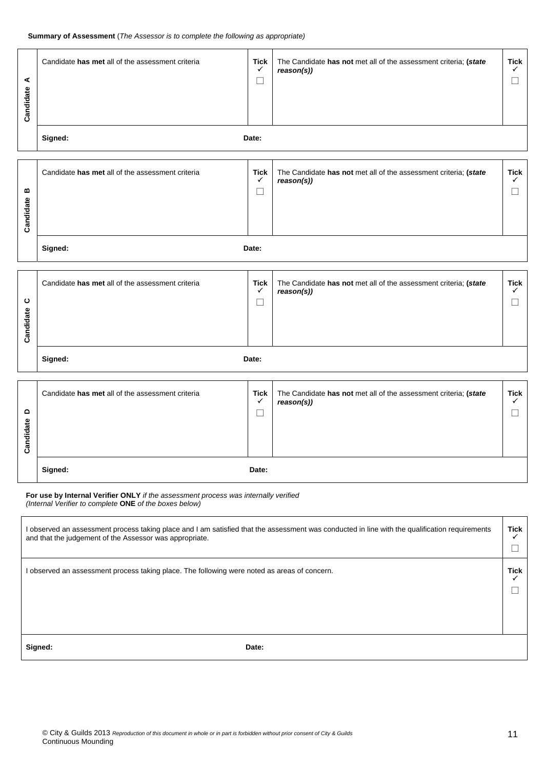**Summary of Assessment** (*The Assessor is to complete the following as appropriate*)

| | | | | |
|---|---|---|---|---|
| **Candidate A** | Candidate **has met** all of the assessment criteria | **Tick** ✓ ☐ | The Candidate **has not** met all of the assessment criteria; ***(state reason(s))*** | **Tick** ✓ ☐ |
| | **Signed:** | **Date:** | | |

| | | | | |
|---|---|---|---|---|
| **Candidate B** | Candidate **has met** all of the assessment criteria | **Tick** ✓ ☐ | The Candidate **has not** met all of the assessment criteria; ***(state reason(s))*** | **Tick** ✓ ☐ |
| | **Signed:** | **Date:** | | |

| | | | | |
|---|---|---|---|---|
| **Candidate C** | Candidate **has met** all of the assessment criteria | **Tick** ✓ ☐ | The Candidate **has not** met all of the assessment criteria; ***(state reason(s))*** | **Tick** ✓ ☐ |
| | **Signed:** | **Date:** | | |

| | | | | |
|---|---|---|---|---|
| **Candidate D** | Candidate **has met** all of the assessment criteria | **Tick** ✓ ☐ | The Candidate **has not** met all of the assessment criteria; ***(state reason(s))*** | **Tick** ✓ ☐ |
| | **Signed:** | **Date:** | | |

**For use by Internal Verifier ONLY** *if the assessment process was internally verified*
*(Internal Verifier to complete* **ONE** *of the boxes below)*

| | |
|---|---|
| I observed an assessment process taking place and I am satisfied that the assessment was conducted in line with the qualification requirements and that the judgement of the Assessor was appropriate. | **Tick** ✓ ☐ |
| I observed an assessment process taking place. The following were noted as areas of concern. | **Tick** ✓ ☐ |
| **Signed:** **Date:** | |

© City & Guilds 2013 *Reproduction of this document in whole or in part is forbidden without prior consent of City & Guilds*
Continuous Mounding